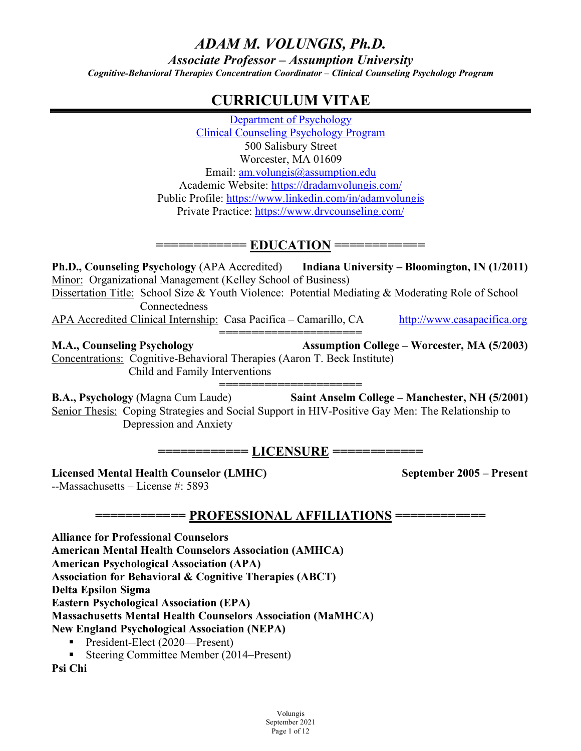# *ADAM M. VOLUNGIS, Ph.D.*

***Associate Professor – Assumption University***

***Cognitive-Behavioral Therapies Concentration Coordinator – Clinical Counseling Psychology Program***

# CURRICULUM VITAE

Department of Psychology
Clinical Counseling Psychology Program
500 Salisbury Street
Worcester, MA 01609
Email: am.volungis@assumption.edu
Academic Website: https://dradamvolungis.com/
Public Profile: https://www.linkedin.com/in/adamvolungis
Private Practice: https://www.drvcounseling.com/

## ============ EDUCATION ============

**Ph.D., Counseling Psychology** (APA Accredited) **Indiana University – Bloomington, IN (1/2011)**
Minor: Organizational Management (Kelley School of Business)
Dissertation Title: School Size & Youth Violence: Potential Mediating & Moderating Role of School Connectedness
APA Accredited Clinical Internship: Casa Pacifica – Camarillo, CA http://www.casapacifica.org

======================

**M.A., Counseling Psychology** **Assumption College – Worcester, MA (5/2003)**
Concentrations: Cognitive-Behavioral Therapies (Aaron T. Beck Institute)
Child and Family Interventions

======================

**B.A., Psychology** (Magna Cum Laude) **Saint Anselm College – Manchester, NH (5/2001)**
Senior Thesis: Coping Strategies and Social Support in HIV-Positive Gay Men: The Relationship to Depression and Anxiety

## ============ LICENSURE ============

**Licensed Mental Health Counselor (LMHC)** **September 2005 – Present**
--Massachusetts – License #: 5893

## ============ PROFESSIONAL AFFILIATIONS ============

**Alliance for Professional Counselors**
**American Mental Health Counselors Association (AMHCA)**
**American Psychological Association (APA)**
**Association for Behavioral & Cognitive Therapies (ABCT)**
**Delta Epsilon Sigma**
**Eastern Psychological Association (EPA)**
**Massachusetts Mental Health Counselors Association (MaMHCA)**
**New England Psychological Association (NEPA)**

- President-Elect (2020—Present)
- Steering Committee Member (2014–Present)

**Psi Chi**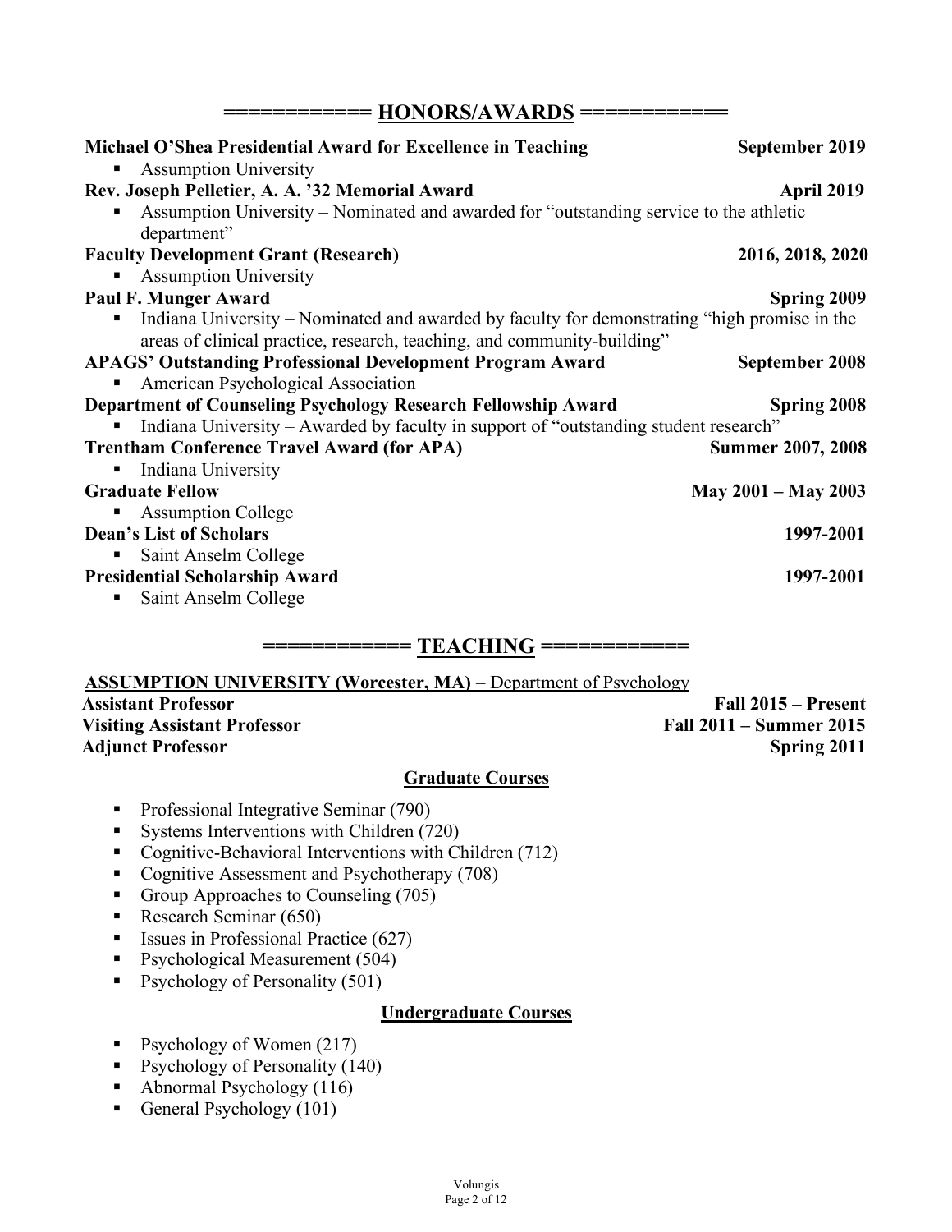## ============ HONORS/AWARDS ============

**Michael O'Shea Presidential Award for Excellence in Teaching** **September 2019**
- Assumption University

**Rev. Joseph Pelletier, A. A. '32 Memorial Award** **April 2019**
- Assumption University – Nominated and awarded for "outstanding service to the athletic department"

**Faculty Development Grant (Research)** **2016, 2018, 2020**
- Assumption University

**Paul F. Munger Award** **Spring 2009**
- Indiana University – Nominated and awarded by faculty for demonstrating "high promise in the areas of clinical practice, research, teaching, and community-building"

**APAGS' Outstanding Professional Development Program Award** **September 2008**
- American Psychological Association

**Department of Counseling Psychology Research Fellowship Award** **Spring 2008**
- Indiana University – Awarded by faculty in support of "outstanding student research"

**Trentham Conference Travel Award (for APA)** **Summer 2007, 2008**
- Indiana University

**Graduate Fellow** **May 2001 – May 2003**
- Assumption College

**Dean's List of Scholars** **1997-2001**
- Saint Anselm College

**Presidential Scholarship Award** **1997-2001**
- Saint Anselm College

## ============ TEACHING ============

ASSUMPTION UNIVERSITY (Worcester, MA) – Department of Psychology

**Assistant Professor** **Fall 2015 – Present**
**Visiting Assistant Professor** **Fall 2011 – Summer 2015**
**Adjunct Professor** **Spring 2011**

### Graduate Courses

- Professional Integrative Seminar (790)
- Systems Interventions with Children (720)
- Cognitive-Behavioral Interventions with Children (712)
- Cognitive Assessment and Psychotherapy (708)
- Group Approaches to Counseling (705)
- Research Seminar (650)
- Issues in Professional Practice (627)
- Psychological Measurement (504)
- Psychology of Personality (501)

### Undergraduate Courses

- Psychology of Women (217)
- Psychology of Personality (140)
- Abnormal Psychology (116)
- General Psychology (101)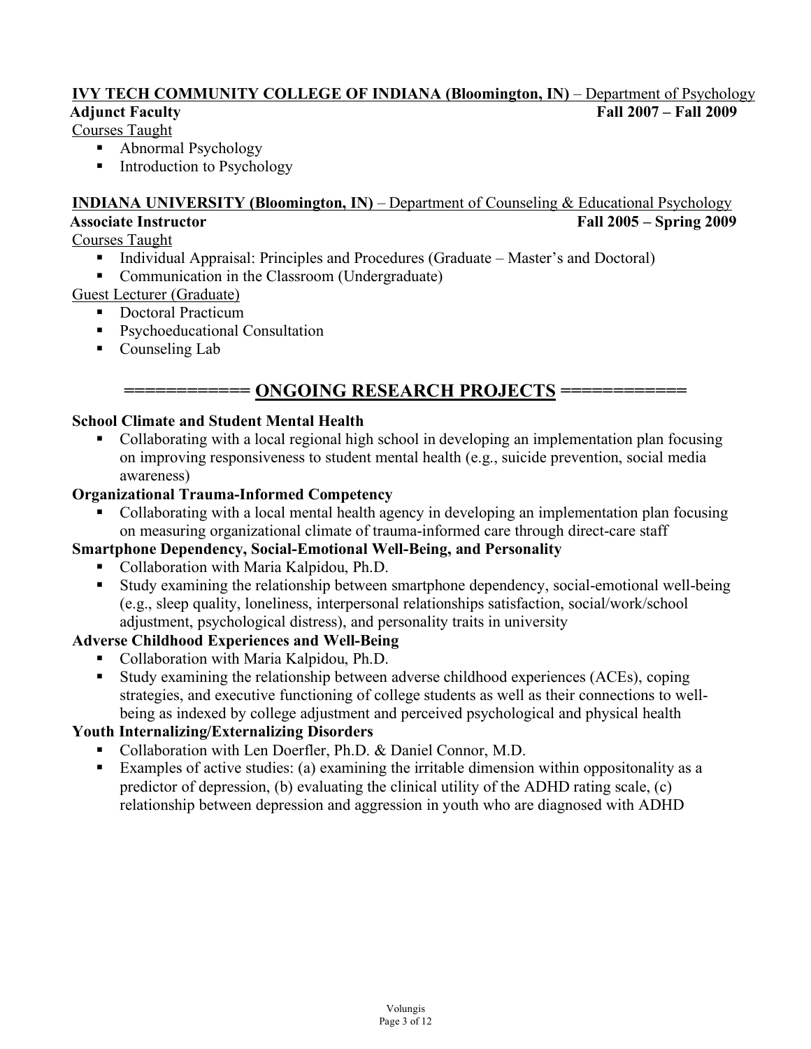**IVY TECH COMMUNITY COLLEGE OF INDIANA (Bloomington, IN)** – Department of Psychology

**Adjunct Faculty** **Fall 2007 – Fall 2009**

Courses Taught

- Abnormal Psychology
- Introduction to Psychology

**INDIANA UNIVERSITY (Bloomington, IN)** – Department of Counseling & Educational Psychology

**Associate Instructor** **Fall 2005 – Spring 2009**

Courses Taught

- Individual Appraisal: Principles and Procedures (Graduate – Master's and Doctoral)
- Communication in the Classroom (Undergraduate)

Guest Lecturer (Graduate)

- Doctoral Practicum
- Psychoeducational Consultation
- Counseling Lab

## ============ ONGOING RESEARCH PROJECTS ============

**School Climate and Student Mental Health**

- Collaborating with a local regional high school in developing an implementation plan focusing on improving responsiveness to student mental health (e.g., suicide prevention, social media awareness)

**Organizational Trauma-Informed Competency**

- Collaborating with a local mental health agency in developing an implementation plan focusing on measuring organizational climate of trauma-informed care through direct-care staff

**Smartphone Dependency, Social-Emotional Well-Being, and Personality**

- Collaboration with Maria Kalpidou, Ph.D.
- Study examining the relationship between smartphone dependency, social-emotional well-being (e.g., sleep quality, loneliness, interpersonal relationships satisfaction, social/work/school adjustment, psychological distress), and personality traits in university

**Adverse Childhood Experiences and Well-Being**

- Collaboration with Maria Kalpidou, Ph.D.
- Study examining the relationship between adverse childhood experiences (ACEs), coping strategies, and executive functioning of college students as well as their connections to well-being as indexed by college adjustment and perceived psychological and physical health

**Youth Internalizing/Externalizing Disorders**

- Collaboration with Len Doerfler, Ph.D. & Daniel Connor, M.D.
- Examples of active studies: (a) examining the irritable dimension within oppositonality as a predictor of depression, (b) evaluating the clinical utility of the ADHD rating scale, (c) relationship between depression and aggression in youth who are diagnosed with ADHD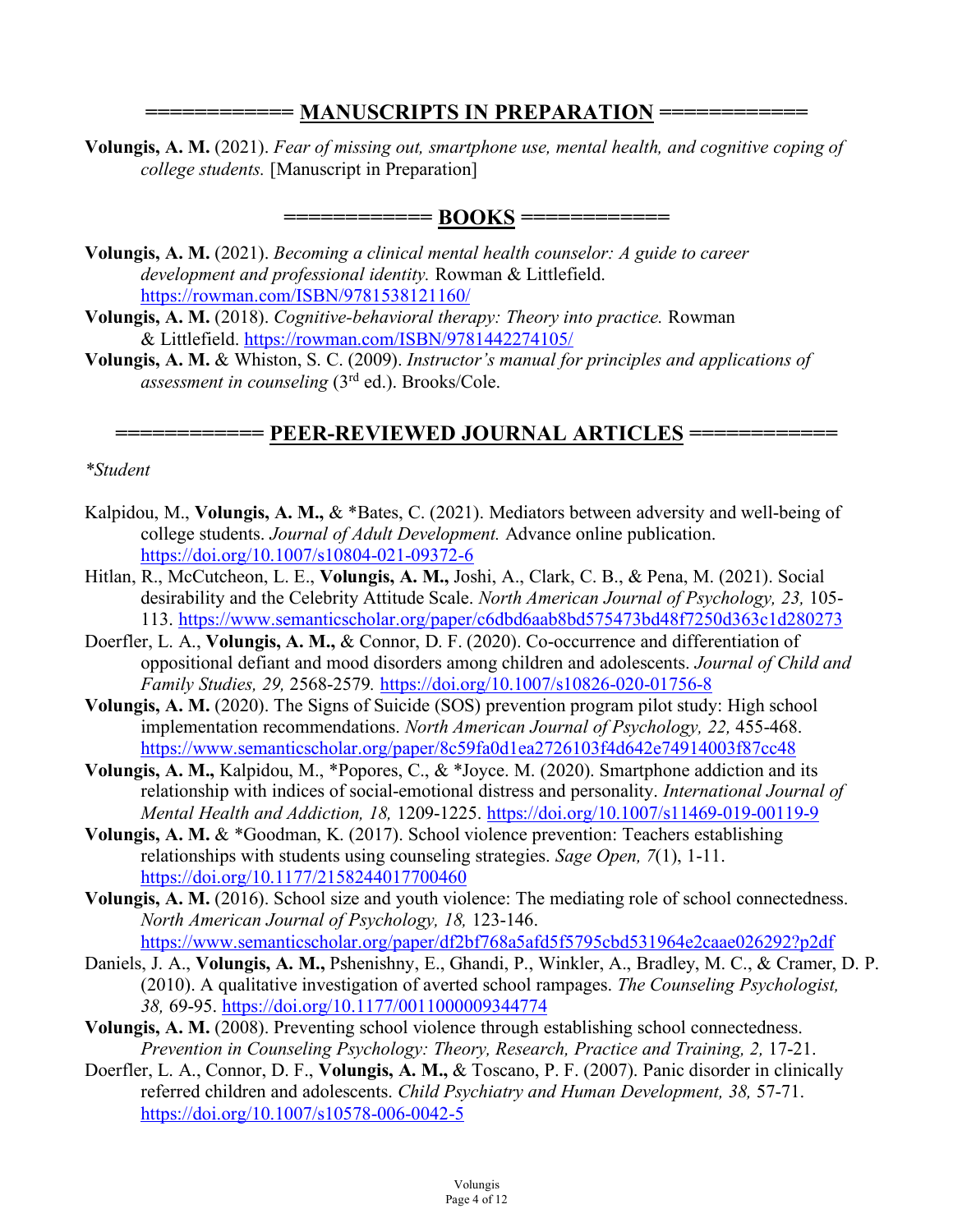## ============ MANUSCRIPTS IN PREPARATION ============

**Volungis, A. M.** (2021). *Fear of missing out, smartphone use, mental health, and cognitive coping of college students.* [Manuscript in Preparation]

## ============ BOOKS ============

**Volungis, A. M.** (2021). *Becoming a clinical mental health counselor: A guide to career development and professional identity.* Rowman & Littlefield. https://rowman.com/ISBN/9781538121160/

**Volungis, A. M.** (2018). *Cognitive-behavioral therapy: Theory into practice.* Rowman & Littlefield. https://rowman.com/ISBN/9781442274105/

**Volungis, A. M.** & Whiston, S. C. (2009). *Instructor's manual for principles and applications of assessment in counseling* (3rd ed.). Brooks/Cole.

## ============ PEER-REVIEWED JOURNAL ARTICLES ============

*\*Student*

Kalpidou, M., **Volungis, A. M.,** & *Bates, C. (2021). Mediators between adversity and well-being of college students. *Journal of Adult Development.* Advance online publication. https://doi.org/10.1007/s10804-021-09372-6

Hitlan, R., McCutcheon, L. E., **Volungis, A. M.,** Joshi, A., Clark, C. B., & Pena, M. (2021). Social desirability and the Celebrity Attitude Scale. *North American Journal of Psychology, 23,* 105-113. https://www.semanticscholar.org/paper/c6dbd6aab8bd575473bd48f7250d363c1d280273

Doerfler, L. A., **Volungis, A. M.,** & Connor, D. F. (2020). Co-occurrence and differentiation of oppositional defiant and mood disorders among children and adolescents. *Journal of Child and Family Studies, 29,* 2568-2579. https://doi.org/10.1007/s10826-020-01756-8

**Volungis, A. M.** (2020). The Signs of Suicide (SOS) prevention program pilot study: High school implementation recommendations. *North American Journal of Psychology, 22,* 455-468. https://www.semanticscholar.org/paper/8c59fa0d1ea2726103f4d642e74914003f87cc48

**Volungis, A. M.,** Kalpidou, M., *Popores, C., & *Joyce. M. (2020). Smartphone addiction and its relationship with indices of social-emotional distress and personality. *International Journal of Mental Health and Addiction, 18,* 1209-1225. https://doi.org/10.1007/s11469-019-00119-9

**Volungis, A. M.** & *Goodman, K. (2017). School violence prevention: Teachers establishing relationships with students using counseling strategies. *Sage Open, 7*(1), 1-11. https://doi.org/10.1177/2158244017700460

**Volungis, A. M.** (2016). School size and youth violence: The mediating role of school connectedness. *North American Journal of Psychology, 18,* 123-146. https://www.semanticscholar.org/paper/df2bf768a5afd5f5795cbd531964e2caae026292?p2df

Daniels, J. A., **Volungis, A. M.,** Pshenishny, E., Ghandi, P., Winkler, A., Bradley, M. C., & Cramer, D. P. (2010). A qualitative investigation of averted school rampages. *The Counseling Psychologist, 38,* 69-95. https://doi.org/10.1177/0011000009344774

**Volungis, A. M.** (2008). Preventing school violence through establishing school connectedness. *Prevention in Counseling Psychology: Theory, Research, Practice and Training, 2,* 17-21.

Doerfler, L. A., Connor, D. F., **Volungis, A. M.,** & Toscano, P. F. (2007). Panic disorder in clinically referred children and adolescents. *Child Psychiatry and Human Development, 38,* 57-71. https://doi.org/10.1007/s10578-006-0042-5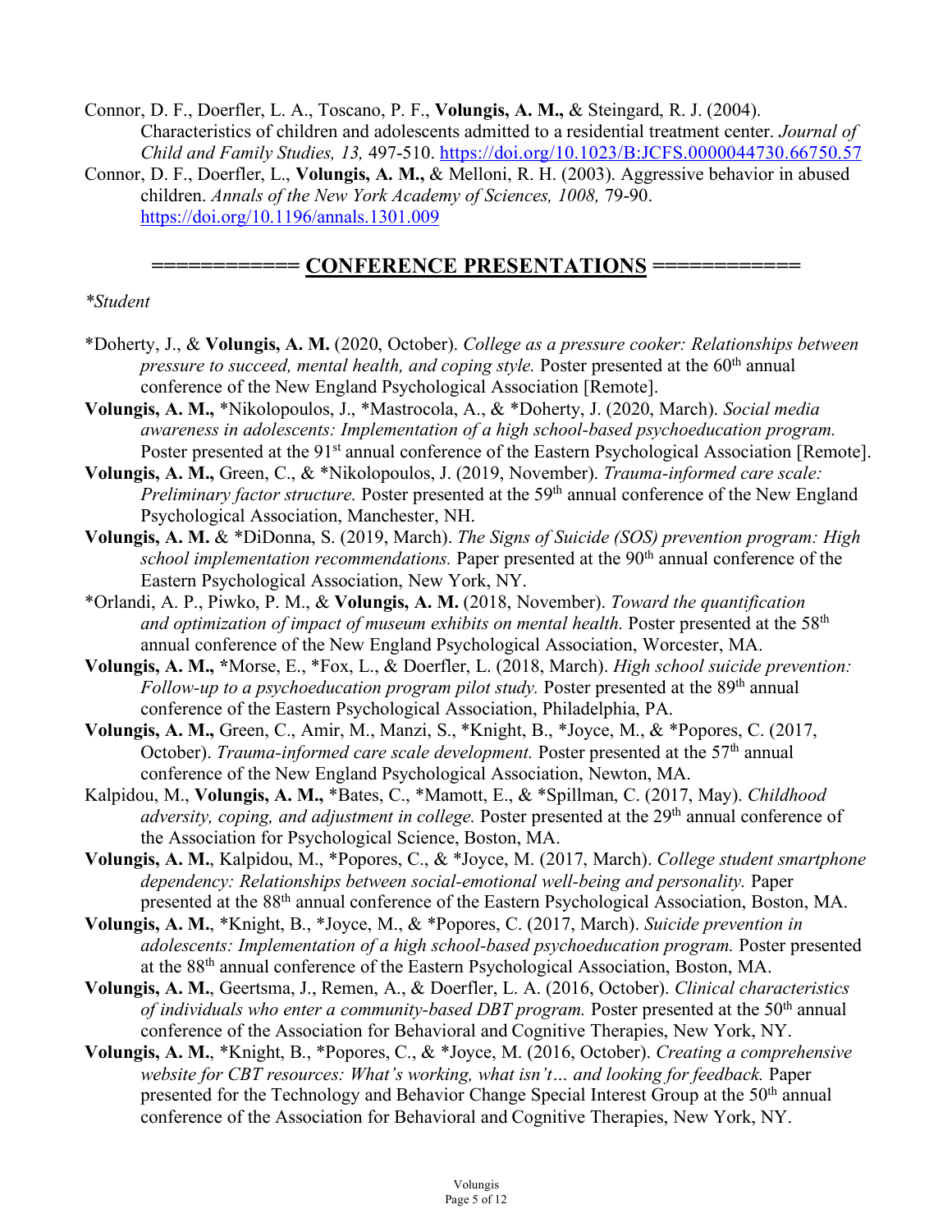Connor, D. F., Doerfler, L. A., Toscano, P. F., **Volungis, A. M.,** & Steingard, R. J. (2004). Characteristics of children and adolescents admitted to a residential treatment center. *Journal of Child and Family Studies, 13,* 497-510. https://doi.org/10.1023/B:JCFS.0000044730.66750.57

Connor, D. F., Doerfler, L., **Volungis, A. M.,** & Melloni, R. H. (2003). Aggressive behavior in abused children. *Annals of the New York Academy of Sciences, 1008,* 79-90. https://doi.org/10.1196/annals.1301.009

## ============ CONFERENCE PRESENTATIONS ============

*\*Student*

*Doherty, J., & **Volungis, A. M.** (2020, October). *College as a pressure cooker: Relationships between pressure to succeed, mental health, and coping style.* Poster presented at the 60th annual conference of the New England Psychological Association [Remote].

**Volungis, A. M.,** *Nikolopoulos, J., *Mastrocola, A., & *Doherty, J. (2020, March). *Social media awareness in adolescents: Implementation of a high school-based psychoeducation program.* Poster presented at the 91st annual conference of the Eastern Psychological Association [Remote].

**Volungis, A. M.,** Green, C., & *Nikolopoulos, J. (2019, November). *Trauma-informed care scale: Preliminary factor structure.* Poster presented at the 59th annual conference of the New England Psychological Association, Manchester, NH.

**Volungis, A. M.** & *DiDonna, S. (2019, March). *The Signs of Suicide (SOS) prevention program: High school implementation recommendations.* Paper presented at the 90th annual conference of the Eastern Psychological Association, New York, NY.

*Orlandi, A. P., Piwko, P. M., & **Volungis, A. M.** (2018, November). *Toward the quantification and optimization of impact of museum exhibits on mental health.* Poster presented at the 58th annual conference of the New England Psychological Association, Worcester, MA.

**Volungis, A. M.,** *Morse, E., *Fox, L., & Doerfler, L. (2018, March). *High school suicide prevention: Follow-up to a psychoeducation program pilot study.* Poster presented at the 89th annual conference of the Eastern Psychological Association, Philadelphia, PA.

**Volungis, A. M.,** Green, C., Amir, M., Manzi, S., *Knight, B., *Joyce, M., & *Popores, C. (2017, October). *Trauma-informed care scale development.* Poster presented at the 57th annual conference of the New England Psychological Association, Newton, MA.

Kalpidou, M., **Volungis, A. M.,** *Bates, C., *Mamott, E., & *Spillman, C. (2017, May). *Childhood adversity, coping, and adjustment in college.* Poster presented at the 29th annual conference of the Association for Psychological Science, Boston, MA.

**Volungis, A. M.**, Kalpidou, M., *Popores, C., & *Joyce, M. (2017, March). *College student smartphone dependency: Relationships between social-emotional well-being and personality.* Paper presented at the 88th annual conference of the Eastern Psychological Association, Boston, MA.

**Volungis, A. M.**, *Knight, B., *Joyce, M., & *Popores, C. (2017, March). *Suicide prevention in adolescents: Implementation of a high school-based psychoeducation program.* Poster presented at the 88th annual conference of the Eastern Psychological Association, Boston, MA.

**Volungis, A. M.**, Geertsma, J., Remen, A., & Doerfler, L. A. (2016, October). *Clinical characteristics of individuals who enter a community-based DBT program.* Poster presented at the 50th annual conference of the Association for Behavioral and Cognitive Therapies, New York, NY.

**Volungis, A. M.**, *Knight, B., *Popores, C., & *Joyce, M. (2016, October). *Creating a comprehensive website for CBT resources: What's working, what isn't… and looking for feedback.* Paper presented for the Technology and Behavior Change Special Interest Group at the 50th annual conference of the Association for Behavioral and Cognitive Therapies, New York, NY.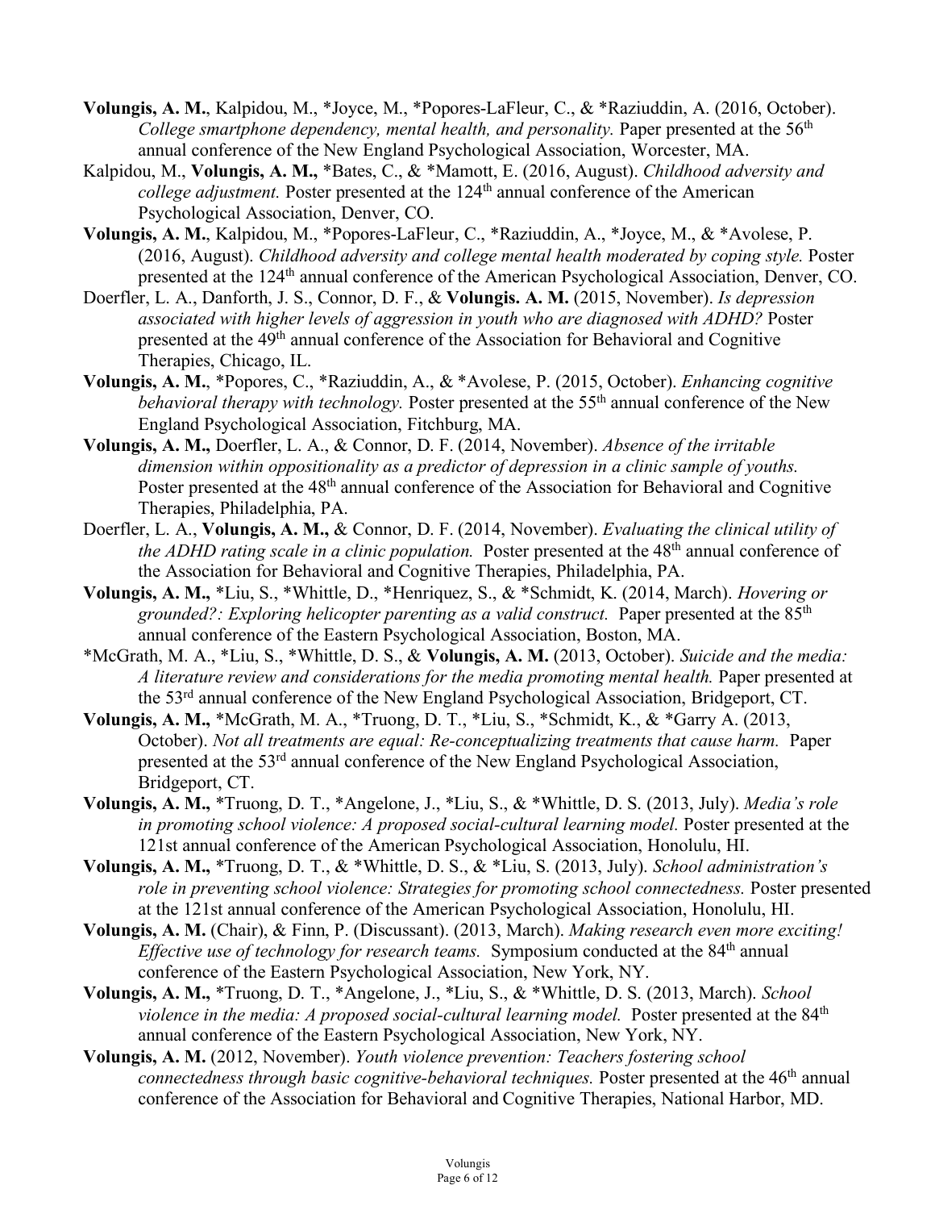**Volungis, A. M.**, Kalpidou, M., *Joyce, M., *Popores-LaFleur, C., & *Raziuddin, A. (2016, October). *College smartphone dependency, mental health, and personality.* Paper presented at the 56th annual conference of the New England Psychological Association, Worcester, MA.

Kalpidou, M., **Volungis, A. M.,** *Bates, C., & *Mamott, E. (2016, August). *Childhood adversity and college adjustment.* Poster presented at the 124th annual conference of the American Psychological Association, Denver, CO.

**Volungis, A. M.**, Kalpidou, M., *Popores-LaFleur, C., *Raziuddin, A., *Joyce, M., & *Avolese, P. (2016, August). *Childhood adversity and college mental health moderated by coping style.* Poster presented at the 124th annual conference of the American Psychological Association, Denver, CO.

Doerfler, L. A., Danforth, J. S., Connor, D. F., & **Volungis. A. M.** (2015, November). *Is depression associated with higher levels of aggression in youth who are diagnosed with ADHD?* Poster presented at the 49th annual conference of the Association for Behavioral and Cognitive Therapies, Chicago, IL.

**Volungis, A. M.**, *Popores, C., *Raziuddin, A., & *Avolese, P. (2015, October). *Enhancing cognitive behavioral therapy with technology.* Poster presented at the 55th annual conference of the New England Psychological Association, Fitchburg, MA.

**Volungis, A. M.,** Doerfler, L. A., & Connor, D. F. (2014, November). *Absence of the irritable dimension within oppositionality as a predictor of depression in a clinic sample of youths.* Poster presented at the 48th annual conference of the Association for Behavioral and Cognitive Therapies, Philadelphia, PA.

Doerfler, L. A., **Volungis, A. M.,** & Connor, D. F. (2014, November). *Evaluating the clinical utility of the ADHD rating scale in a clinic population.* Poster presented at the 48th annual conference of the Association for Behavioral and Cognitive Therapies, Philadelphia, PA.

**Volungis, A. M.,** *Liu, S., *Whittle, D., *Henriquez, S., & *Schmidt, K. (2014, March). *Hovering or grounded?: Exploring helicopter parenting as a valid construct.* Paper presented at the 85th annual conference of the Eastern Psychological Association, Boston, MA.

*McGrath, M. A., *Liu, S., *Whittle, D. S., & **Volungis, A. M.** (2013, October). *Suicide and the media: A literature review and considerations for the media promoting mental health.* Paper presented at the 53rd annual conference of the New England Psychological Association, Bridgeport, CT.

**Volungis, A. M.,** *McGrath, M. A., *Truong, D. T., *Liu, S., *Schmidt, K., & *Garry A. (2013, October). *Not all treatments are equal: Re-conceptualizing treatments that cause harm.* Paper presented at the 53rd annual conference of the New England Psychological Association, Bridgeport, CT.

**Volungis, A. M.,** *Truong, D. T., *Angelone, J., *Liu, S., & *Whittle, D. S. (2013, July). *Media's role in promoting school violence: A proposed social-cultural learning model.* Poster presented at the 121st annual conference of the American Psychological Association, Honolulu, HI.

**Volungis, A. M.,** *Truong, D. T., & *Whittle, D. S., & *Liu, S. (2013, July). *School administration's role in preventing school violence: Strategies for promoting school connectedness.* Poster presented at the 121st annual conference of the American Psychological Association, Honolulu, HI.

**Volungis, A. M.** (Chair), & Finn, P. (Discussant). (2013, March). *Making research even more exciting! Effective use of technology for research teams.* Symposium conducted at the 84th annual conference of the Eastern Psychological Association, New York, NY.

**Volungis, A. M.,** *Truong, D. T., *Angelone, J., *Liu, S., & *Whittle, D. S. (2013, March). *School violence in the media: A proposed social-cultural learning model.* Poster presented at the 84th annual conference of the Eastern Psychological Association, New York, NY.

**Volungis, A. M.** (2012, November). *Youth violence prevention: Teachers fostering school connectedness through basic cognitive-behavioral techniques.* Poster presented at the 46th annual conference of the Association for Behavioral and Cognitive Therapies, National Harbor, MD.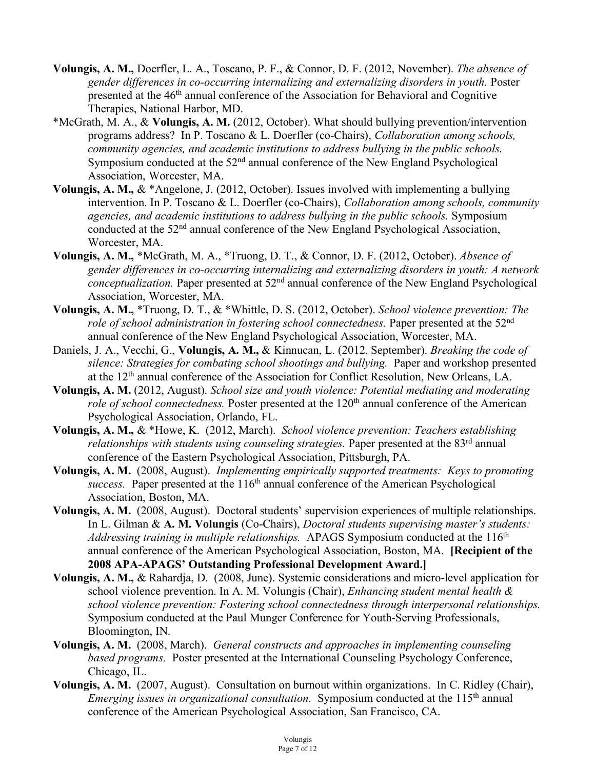**Volungis, A. M.,** Doerfler, L. A., Toscano, P. F., & Connor, D. F. (2012, November). *The absence of gender differences in co-occurring internalizing and externalizing disorders in youth.* Poster presented at the 46th annual conference of the Association for Behavioral and Cognitive Therapies, National Harbor, MD.

*McGrath, M. A., & **Volungis, A. M.** (2012, October). What should bullying prevention/intervention programs address? In P. Toscano & L. Doerfler (co-Chairs), *Collaboration among schools, community agencies, and academic institutions to address bullying in the public schools.* Symposium conducted at the 52nd annual conference of the New England Psychological Association, Worcester, MA.

**Volungis, A. M.,** & *Angelone, J. (2012, October). Issues involved with implementing a bullying intervention. In P. Toscano & L. Doerfler (co-Chairs), *Collaboration among schools, community agencies, and academic institutions to address bullying in the public schools.* Symposium conducted at the 52nd annual conference of the New England Psychological Association, Worcester, MA.

**Volungis, A. M.,** *McGrath, M. A., *Truong, D. T., & Connor, D. F. (2012, October). *Absence of gender differences in co-occurring internalizing and externalizing disorders in youth: A network conceptualization.* Paper presented at 52nd annual conference of the New England Psychological Association, Worcester, MA.

**Volungis, A. M.,** *Truong, D. T., & *Whittle, D. S. (2012, October). *School violence prevention: The role of school administration in fostering school connectedness.* Paper presented at the 52nd annual conference of the New England Psychological Association, Worcester, MA.

Daniels, J. A., Vecchi, G., **Volungis, A. M.,** & Kinnucan, L. (2012, September). *Breaking the code of silence: Strategies for combating school shootings and bullying.* Paper and workshop presented at the 12th annual conference of the Association for Conflict Resolution, New Orleans, LA.

**Volungis, A. M.** (2012, August). *School size and youth violence: Potential mediating and moderating role of school connectedness.* Poster presented at the 120th annual conference of the American Psychological Association, Orlando, FL.

**Volungis, A. M.,** & *Howe, K. (2012, March). *School violence prevention: Teachers establishing relationships with students using counseling strategies.* Paper presented at the 83rd annual conference of the Eastern Psychological Association, Pittsburgh, PA.

**Volungis, A. M.** (2008, August). *Implementing empirically supported treatments: Keys to promoting success.* Paper presented at the 116th annual conference of the American Psychological Association, Boston, MA.

**Volungis, A. M.** (2008, August). Doctoral students' supervision experiences of multiple relationships. In L. Gilman & **A. M. Volungis** (Co-Chairs), *Doctoral students supervising master's students: Addressing training in multiple relationships.* APAGS Symposium conducted at the 116th annual conference of the American Psychological Association, Boston, MA. **[Recipient of the 2008 APA-APAGS' Outstanding Professional Development Award.]**

**Volungis, A. M.,** & Rahardja, D. (2008, June). Systemic considerations and micro-level application for school violence prevention. In A. M. Volungis (Chair), *Enhancing student mental health & school violence prevention: Fostering school connectedness through interpersonal relationships.* Symposium conducted at the Paul Munger Conference for Youth-Serving Professionals, Bloomington, IN.

**Volungis, A. M.** (2008, March). *General constructs and approaches in implementing counseling based programs.* Poster presented at the International Counseling Psychology Conference, Chicago, IL.

**Volungis, A. M.** (2007, August). Consultation on burnout within organizations. In C. Ridley (Chair), *Emerging issues in organizational consultation.* Symposium conducted at the 115th annual conference of the American Psychological Association, San Francisco, CA.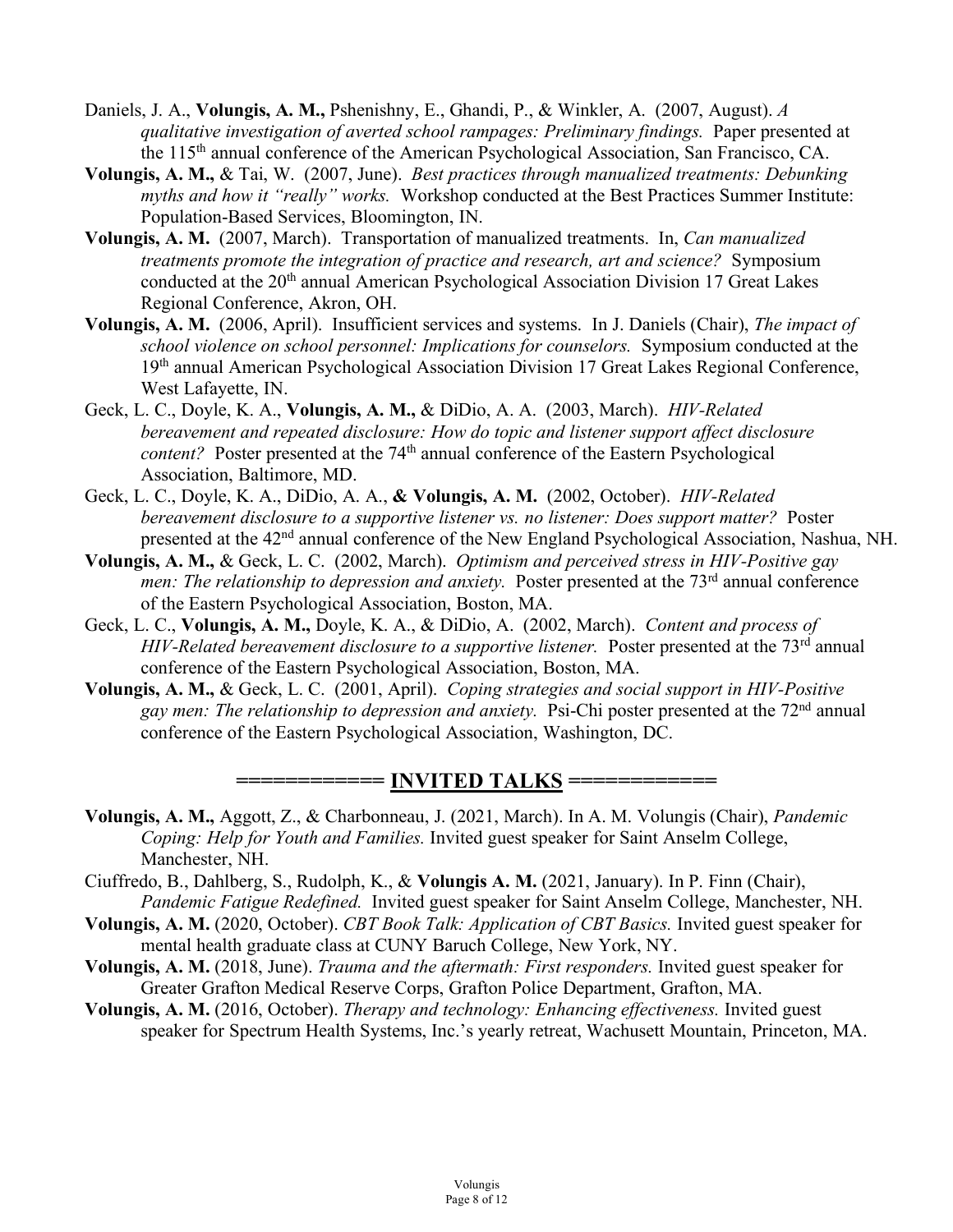Daniels, J. A., **Volungis, A. M.,** Pshenishny, E., Ghandi, P., & Winkler, A. (2007, August). *A qualitative investigation of averted school rampages: Preliminary findings.* Paper presented at the 115th annual conference of the American Psychological Association, San Francisco, CA.

**Volungis, A. M.,** & Tai, W. (2007, June). *Best practices through manualized treatments: Debunking myths and how it "really" works.* Workshop conducted at the Best Practices Summer Institute: Population-Based Services, Bloomington, IN.

**Volungis, A. M.** (2007, March). Transportation of manualized treatments. In, *Can manualized treatments promote the integration of practice and research, art and science?* Symposium conducted at the 20th annual American Psychological Association Division 17 Great Lakes Regional Conference, Akron, OH.

**Volungis, A. M.** (2006, April). Insufficient services and systems. In J. Daniels (Chair), *The impact of school violence on school personnel: Implications for counselors.* Symposium conducted at the 19th annual American Psychological Association Division 17 Great Lakes Regional Conference, West Lafayette, IN.

Geck, L. C., Doyle, K. A., **Volungis, A. M.,** & DiDio, A. A. (2003, March). *HIV-Related bereavement and repeated disclosure: How do topic and listener support affect disclosure content?* Poster presented at the 74th annual conference of the Eastern Psychological Association, Baltimore, MD.

Geck, L. C., Doyle, K. A., DiDio, A. A., **& Volungis, A. M.** (2002, October). *HIV-Related bereavement disclosure to a supportive listener vs. no listener: Does support matter?* Poster presented at the 42nd annual conference of the New England Psychological Association, Nashua, NH.

**Volungis, A. M.,** & Geck, L. C. (2002, March). *Optimism and perceived stress in HIV-Positive gay men: The relationship to depression and anxiety.* Poster presented at the 73rd annual conference of the Eastern Psychological Association, Boston, MA.

Geck, L. C., **Volungis, A. M.,** Doyle, K. A., & DiDio, A. (2002, March). *Content and process of HIV-Related bereavement disclosure to a supportive listener.* Poster presented at the 73rd annual conference of the Eastern Psychological Association, Boston, MA.

**Volungis, A. M.,** & Geck, L. C. (2001, April). *Coping strategies and social support in HIV-Positive gay men: The relationship to depression and anxiety.* Psi-Chi poster presented at the 72nd annual conference of the Eastern Psychological Association, Washington, DC.

## ============ INVITED TALKS ============

**Volungis, A. M.,** Aggott, Z., & Charbonneau, J. (2021, March). In A. M. Volungis (Chair), *Pandemic Coping: Help for Youth and Families.* Invited guest speaker for Saint Anselm College, Manchester, NH.

Ciuffredo, B., Dahlberg, S., Rudolph, K., & **Volungis A. M.** (2021, January). In P. Finn (Chair), *Pandemic Fatigue Redefined.* Invited guest speaker for Saint Anselm College, Manchester, NH.

**Volungis, A. M.** (2020, October). *CBT Book Talk: Application of CBT Basics.* Invited guest speaker for mental health graduate class at CUNY Baruch College, New York, NY.

**Volungis, A. M.** (2018, June). *Trauma and the aftermath: First responders.* Invited guest speaker for Greater Grafton Medical Reserve Corps, Grafton Police Department, Grafton, MA.

**Volungis, A. M.** (2016, October). *Therapy and technology: Enhancing effectiveness.* Invited guest speaker for Spectrum Health Systems, Inc.'s yearly retreat, Wachusett Mountain, Princeton, MA.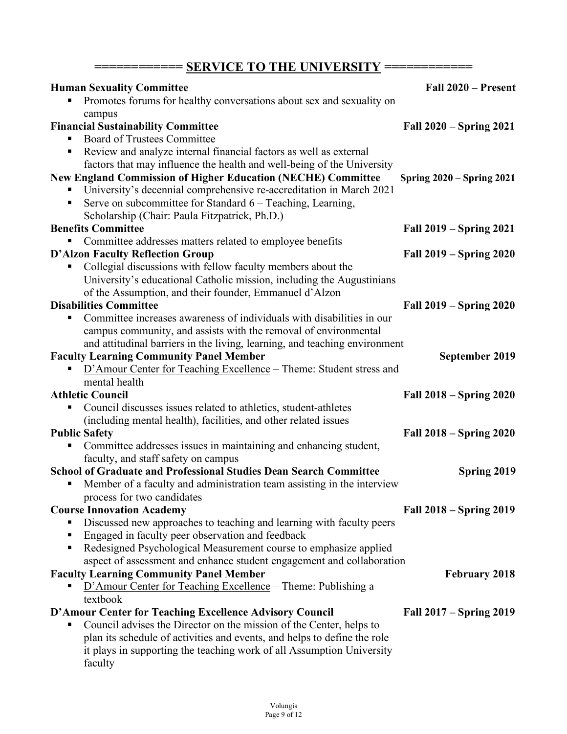## ============ SERVICE TO THE UNIVERSITY ============

**Human Sexuality Committee** **Fall 2020 – Present**
- Promotes forums for healthy conversations about sex and sexuality on campus

**Financial Sustainability Committee** **Fall 2020 – Spring 2021**
- Board of Trustees Committee
- Review and analyze internal financial factors as well as external factors that may influence the health and well-being of the University

**New England Commission of Higher Education (NECHE) Committee** **Spring 2020 – Spring 2021**
- University's decennial comprehensive re-accreditation in March 2021
- Serve on subcommittee for Standard 6 – Teaching, Learning, Scholarship (Chair: Paula Fitzpatrick, Ph.D.)

**Benefits Committee** **Fall 2019 – Spring 2021**
- Committee addresses matters related to employee benefits

**D'Alzon Faculty Reflection Group** **Fall 2019 – Spring 2020**
- Collegial discussions with fellow faculty members about the University's educational Catholic mission, including the Augustinians of the Assumption, and their founder, Emmanuel d'Alzon

**Disabilities Committee** **Fall 2019 – Spring 2020**
- Committee increases awareness of individuals with disabilities in our campus community, and assists with the removal of environmental and attitudinal barriers in the living, learning, and teaching environment

**Faculty Learning Community Panel Member** **September 2019**
- D'Amour Center for Teaching Excellence – Theme: Student stress and mental health

**Athletic Council** **Fall 2018 – Spring 2020**
- Council discusses issues related to athletics, student-athletes (including mental health), facilities, and other related issues

**Public Safety** **Fall 2018 – Spring 2020**
- Committee addresses issues in maintaining and enhancing student, faculty, and staff safety on campus

**School of Graduate and Professional Studies Dean Search Committee** **Spring 2019**
- Member of a faculty and administration team assisting in the interview process for two candidates

**Course Innovation Academy** **Fall 2018 – Spring 2019**
- Discussed new approaches to teaching and learning with faculty peers
- Engaged in faculty peer observation and feedback
- Redesigned Psychological Measurement course to emphasize applied aspect of assessment and enhance student engagement and collaboration

**Faculty Learning Community Panel Member** **February 2018**
- D'Amour Center for Teaching Excellence – Theme: Publishing a textbook

**D'Amour Center for Teaching Excellence Advisory Council** **Fall 2017 – Spring 2019**
- Council advises the Director on the mission of the Center, helps to plan its schedule of activities and events, and helps to define the role it plays in supporting the teaching work of all Assumption University faculty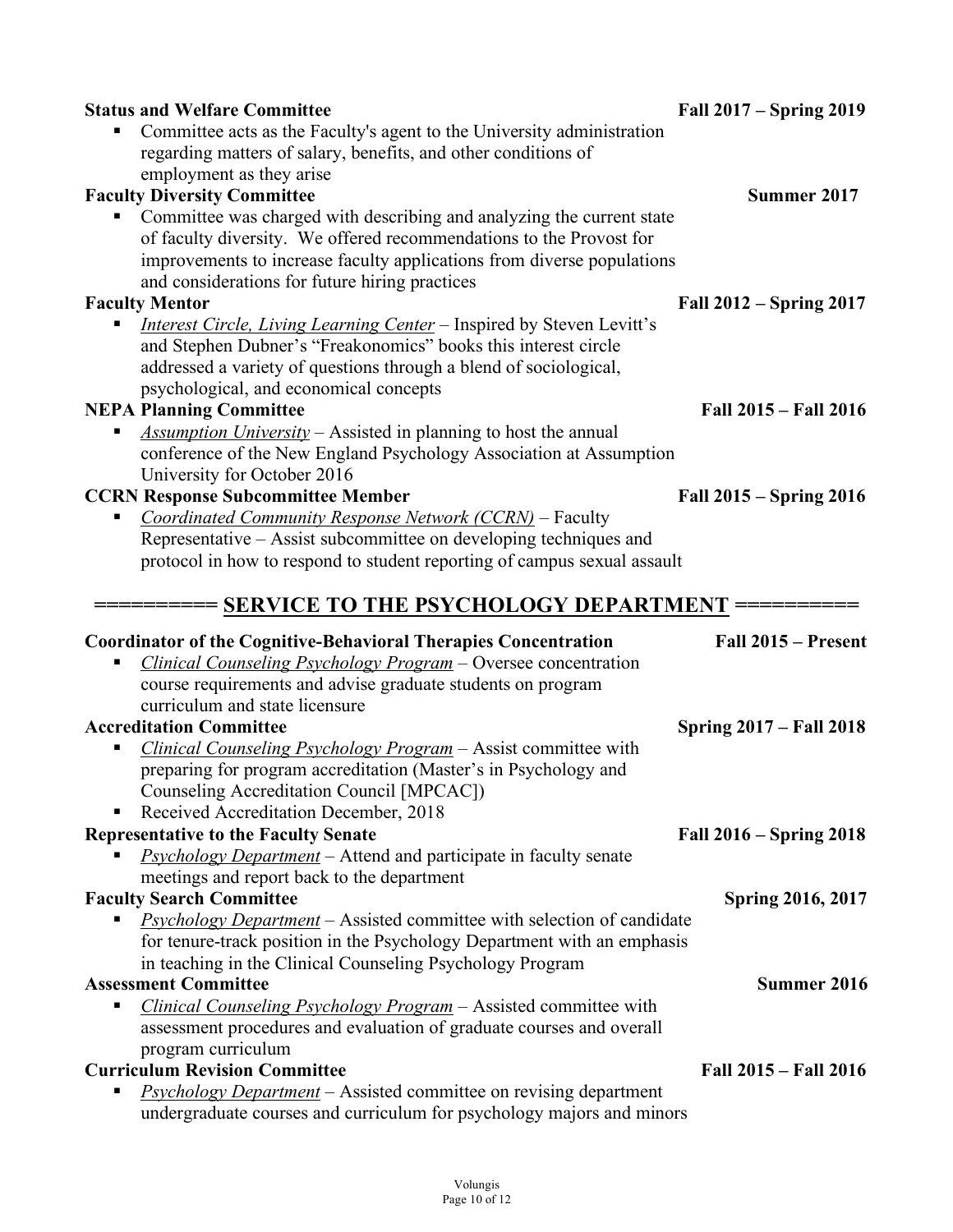**Status and Welfare Committee** **Fall 2017 – Spring 2019**

- Committee acts as the Faculty's agent to the University administration regarding matters of salary, benefits, and other conditions of employment as they arise

**Faculty Diversity Committee** **Summer 2017**

- Committee was charged with describing and analyzing the current state of faculty diversity. We offered recommendations to the Provost for improvements to increase faculty applications from diverse populations and considerations for future hiring practices

**Faculty Mentor** **Fall 2012 – Spring 2017**

- *Interest Circle, Living Learning Center* – Inspired by Steven Levitt's and Stephen Dubner's "Freakonomics" books this interest circle addressed a variety of questions through a blend of sociological, psychological, and economical concepts

**NEPA Planning Committee** **Fall 2015 – Fall 2016**

- *Assumption University* – Assisted in planning to host the annual conference of the New England Psychology Association at Assumption University for October 2016

**CCRN Response Subcommittee Member** **Fall 2015 – Spring 2016**

- *Coordinated Community Response Network (CCRN)* – Faculty Representative – Assist subcommittee on developing techniques and protocol in how to respond to student reporting of campus sexual assault

## ========== SERVICE TO THE PSYCHOLOGY DEPARTMENT ==========

**Coordinator of the Cognitive-Behavioral Therapies Concentration** **Fall 2015 – Present**

- *Clinical Counseling Psychology Program* – Oversee concentration course requirements and advise graduate students on program curriculum and state licensure

**Accreditation Committee** **Spring 2017 – Fall 2018**

- *Clinical Counseling Psychology Program* – Assist committee with preparing for program accreditation (Master's in Psychology and Counseling Accreditation Council [MPCAC])
- Received Accreditation December, 2018

**Representative to the Faculty Senate** **Fall 2016 – Spring 2018**

- *Psychology Department* – Attend and participate in faculty senate meetings and report back to the department

**Faculty Search Committee** **Spring 2016, 2017**

- *Psychology Department* – Assisted committee with selection of candidate for tenure-track position in the Psychology Department with an emphasis in teaching in the Clinical Counseling Psychology Program

**Assessment Committee** **Summer 2016**

- *Clinical Counseling Psychology Program* – Assisted committee with assessment procedures and evaluation of graduate courses and overall program curriculum

**Curriculum Revision Committee** **Fall 2015 – Fall 2016**

- *Psychology Department* – Assisted committee on revising department undergraduate courses and curriculum for psychology majors and minors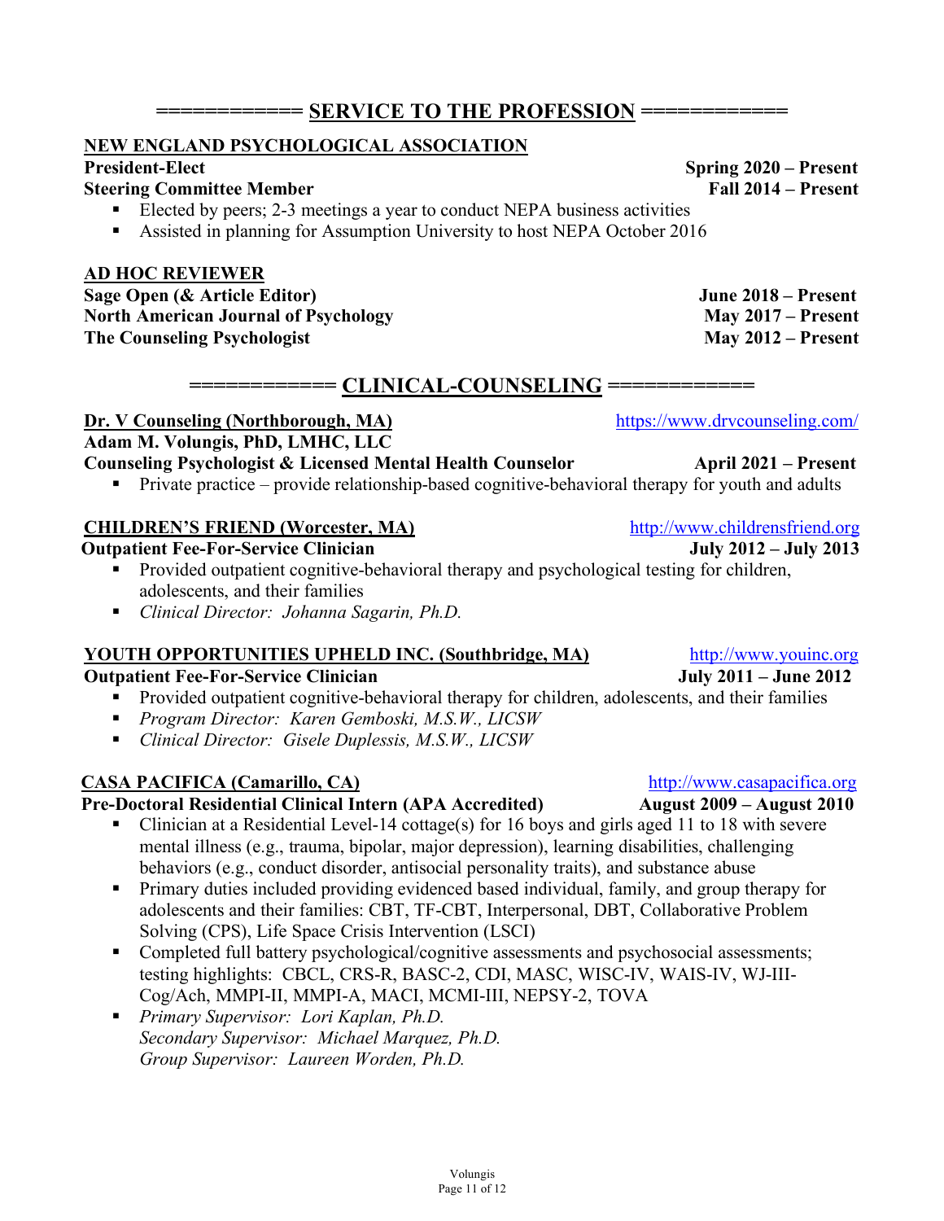## ============ SERVICE TO THE PROFESSION ============

**NEW ENGLAND PSYCHOLOGICAL ASSOCIATION**

**President-Elect** — **Spring 2020 – Present**

**Steering Committee Member** — **Fall 2014 – Present**

- Elected by peers; 2-3 meetings a year to conduct NEPA business activities
- Assisted in planning for Assumption University to host NEPA October 2016

**AD HOC REVIEWER**

**Sage Open (& Article Editor)** — **June 2018 – Present**

**North American Journal of Psychology** — **May 2017 – Present**

**The Counseling Psychologist** — **May 2012 – Present**

## ============ CLINICAL-COUNSELING ============

**Dr. V Counseling (Northborough, MA)** — https://www.drvcounseling.com/

**Adam M. Volungis, PhD, LMHC, LLC**

**Counseling Psychologist & Licensed Mental Health Counselor** — **April 2021 – Present**

- Private practice – provide relationship-based cognitive-behavioral therapy for youth and adults

**CHILDREN'S FRIEND (Worcester, MA)** — http://www.childrensfriend.org

**Outpatient Fee-For-Service Clinician** — **July 2012 – July 2013**

- Provided outpatient cognitive-behavioral therapy and psychological testing for children, adolescents, and their families
- *Clinical Director: Johanna Sagarin, Ph.D.*

**YOUTH OPPORTUNITIES UPHELD INC. (Southbridge, MA)** — http://www.youinc.org

**Outpatient Fee-For-Service Clinician** — **July 2011 – June 2012**

- Provided outpatient cognitive-behavioral therapy for children, adolescents, and their families
- *Program Director: Karen Gemboski, M.S.W., LICSW*
- *Clinical Director: Gisele Duplessis, M.S.W., LICSW*

**CASA PACIFICA (Camarillo, CA)** — http://www.casapacifica.org

**Pre-Doctoral Residential Clinical Intern (APA Accredited)** — **August 2009 – August 2010**

- Clinician at a Residential Level-14 cottage(s) for 16 boys and girls aged 11 to 18 with severe mental illness (e.g., trauma, bipolar, major depression), learning disabilities, challenging behaviors (e.g., conduct disorder, antisocial personality traits), and substance abuse
- Primary duties included providing evidenced based individual, family, and group therapy for adolescents and their families: CBT, TF-CBT, Interpersonal, DBT, Collaborative Problem Solving (CPS), Life Space Crisis Intervention (LSCI)
- Completed full battery psychological/cognitive assessments and psychosocial assessments; testing highlights: CBCL, CRS-R, BASC-2, CDI, MASC, WISC-IV, WAIS-IV, WJ-III-Cog/Ach, MMPI-II, MMPI-A, MACI, MCMI-III, NEPSY-2, TOVA
- *Primary Supervisor: Lori Kaplan, Ph.D.*
  *Secondary Supervisor: Michael Marquez, Ph.D.*
  *Group Supervisor: Laureen Worden, Ph.D.*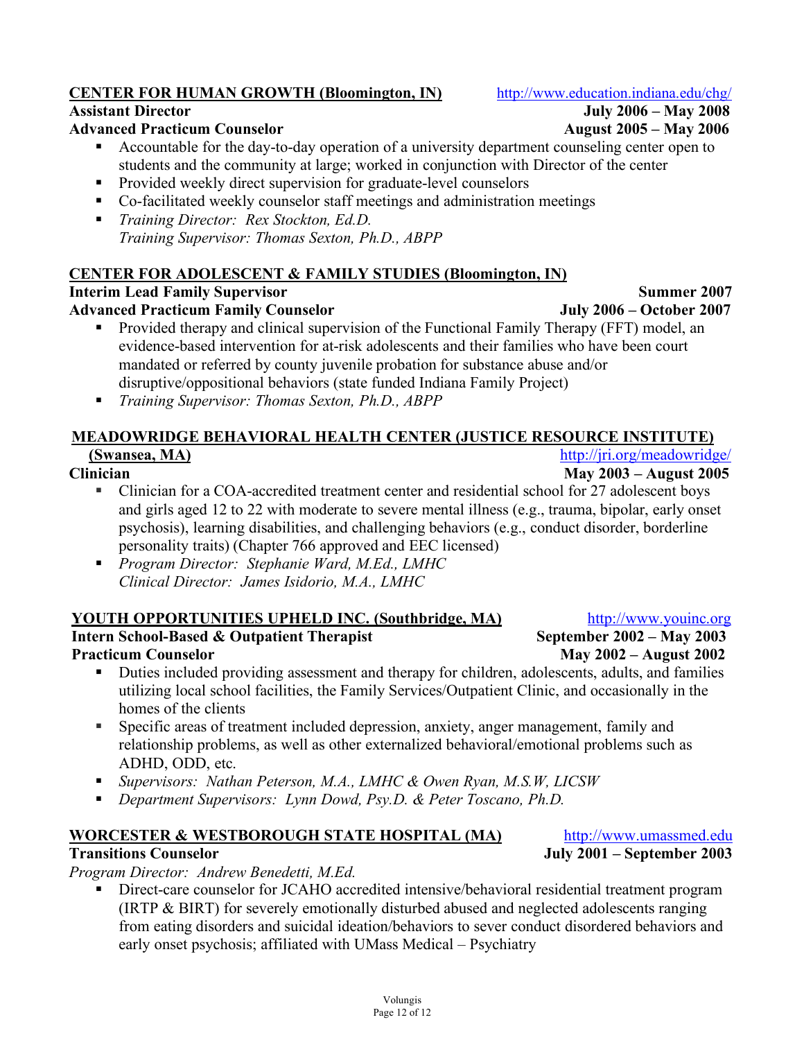**CENTER FOR HUMAN GROWTH (Bloomington, IN)** http://www.education.indiana.edu/chg/

**Assistant Director** **July 2006 – May 2008**

**Advanced Practicum Counselor** **August 2005 – May 2006**

- Accountable for the day-to-day operation of a university department counseling center open to students and the community at large; worked in conjunction with Director of the center
- Provided weekly direct supervision for graduate-level counselors
- Co-facilitated weekly counselor staff meetings and administration meetings
- *Training Director: Rex Stockton, Ed.D.*
  *Training Supervisor: Thomas Sexton, Ph.D., ABPP*

**CENTER FOR ADOLESCENT & FAMILY STUDIES (Bloomington, IN)**

**Interim Lead Family Supervisor** **Summer 2007**

**Advanced Practicum Family Counselor** **July 2006 – October 2007**

- Provided therapy and clinical supervision of the Functional Family Therapy (FFT) model, an evidence-based intervention for at-risk adolescents and their families who have been court mandated or referred by county juvenile probation for substance abuse and/or disruptive/oppositional behaviors (state funded Indiana Family Project)
- *Training Supervisor: Thomas Sexton, Ph.D., ABPP*

**MEADOWRIDGE BEHAVIORAL HEALTH CENTER (JUSTICE RESOURCE INSTITUTE) (Swansea, MA)** http://jri.org/meadowridge/

**Clinician** **May 2003 – August 2005**

- Clinician for a COA-accredited treatment center and residential school for 27 adolescent boys and girls aged 12 to 22 with moderate to severe mental illness (e.g., trauma, bipolar, early onset psychosis), learning disabilities, and challenging behaviors (e.g., conduct disorder, borderline personality traits) (Chapter 766 approved and EEC licensed)
- *Program Director: Stephanie Ward, M.Ed., LMHC*
  *Clinical Director: James Isidorio, M.A., LMHC*

**YOUTH OPPORTUNITIES UPHELD INC. (Southbridge, MA)** http://www.youinc.org

**Intern School-Based & Outpatient Therapist** **September 2002 – May 2003**

**Practicum Counselor** **May 2002 – August 2002**

- Duties included providing assessment and therapy for children, adolescents, adults, and families utilizing local school facilities, the Family Services/Outpatient Clinic, and occasionally in the homes of the clients
- Specific areas of treatment included depression, anxiety, anger management, family and relationship problems, as well as other externalized behavioral/emotional problems such as ADHD, ODD, etc.
- *Supervisors: Nathan Peterson, M.A., LMHC & Owen Ryan, M.S.W, LICSW*
- *Department Supervisors: Lynn Dowd, Psy.D. & Peter Toscano, Ph.D.*

**WORCESTER & WESTBOROUGH STATE HOSPITAL (MA)** http://www.umassmed.edu

**Transitions Counselor** **July 2001 – September 2003**

*Program Director: Andrew Benedetti, M.Ed.*

- Direct-care counselor for JCAHO accredited intensive/behavioral residential treatment program (IRTP & BIRT) for severely emotionally disturbed abused and neglected adolescents ranging from eating disorders and suicidal ideation/behaviors to sever conduct disordered behaviors and early onset psychosis; affiliated with UMass Medical – Psychiatry